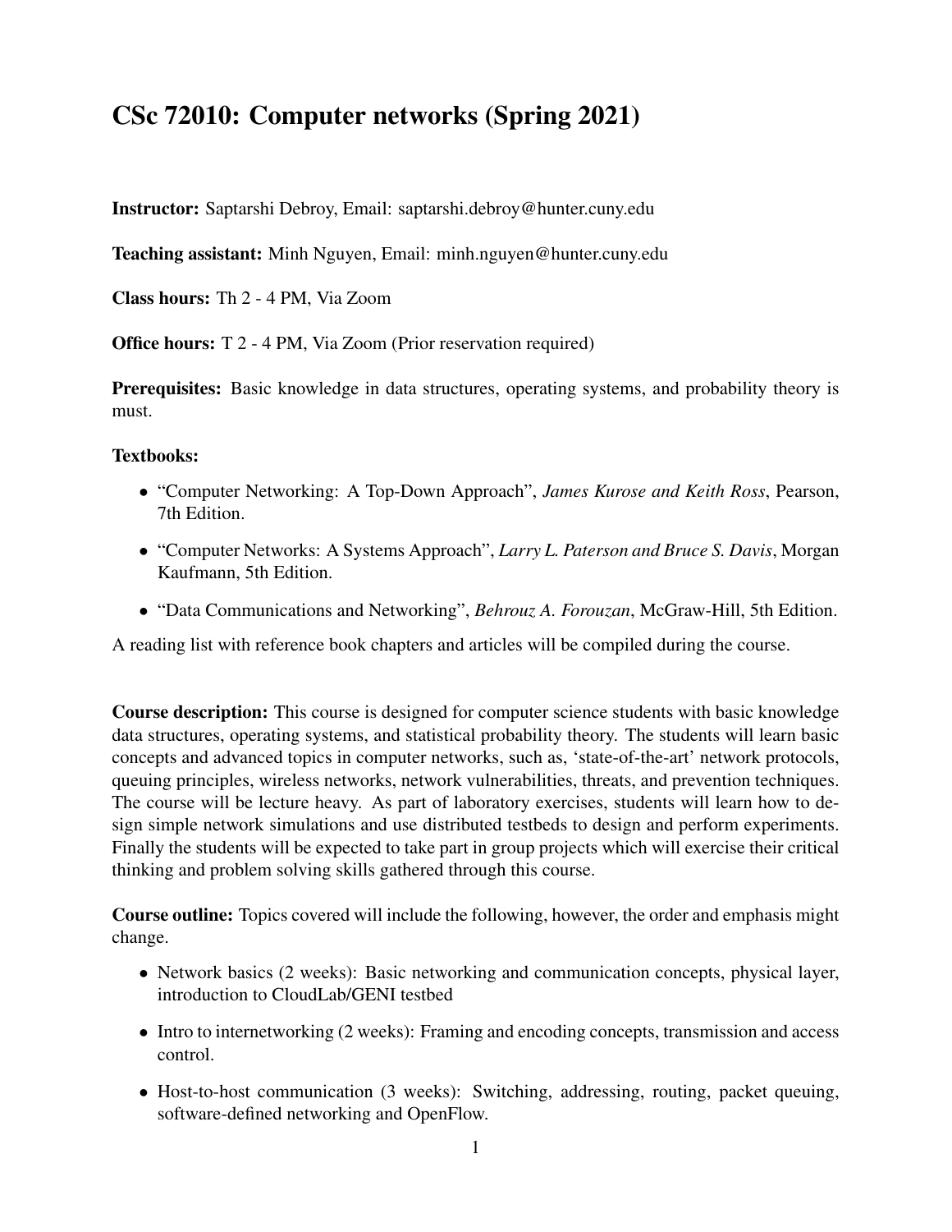# CSc 72010: Computer networks (Spring 2021)

**Instructor:** Saptarshi Debroy, Email: saptarshi.debroy@hunter.cuny.edu

**Teaching assistant:** Minh Nguyen, Email: minh.nguyen@hunter.cuny.edu

**Class hours:** Th 2 - 4 PM, Via Zoom

**Office hours:** T 2 - 4 PM, Via Zoom (Prior reservation required)

**Prerequisites:** Basic knowledge in data structures, operating systems, and probability theory is must.

**Textbooks:**

- "Computer Networking: A Top-Down Approach", *James Kurose and Keith Ross*, Pearson, 7th Edition.
- "Computer Networks: A Systems Approach", *Larry L. Paterson and Bruce S. Davis*, Morgan Kaufmann, 5th Edition.
- "Data Communications and Networking", *Behrouz A. Forouzan*, McGraw-Hill, 5th Edition.

A reading list with reference book chapters and articles will be compiled during the course.

**Course description:** This course is designed for computer science students with basic knowledge data structures, operating systems, and statistical probability theory. The students will learn basic concepts and advanced topics in computer networks, such as, 'state-of-the-art' network protocols, queuing principles, wireless networks, network vulnerabilities, threats, and prevention techniques. The course will be lecture heavy. As part of laboratory exercises, students will learn how to design simple network simulations and use distributed testbeds to design and perform experiments. Finally the students will be expected to take part in group projects which will exercise their critical thinking and problem solving skills gathered through this course.

**Course outline:** Topics covered will include the following, however, the order and emphasis might change.

- Network basics (2 weeks): Basic networking and communication concepts, physical layer, introduction to CloudLab/GENI testbed
- Intro to internetworking (2 weeks): Framing and encoding concepts, transmission and access control.
- Host-to-host communication (3 weeks): Switching, addressing, routing, packet queuing, software-defined networking and OpenFlow.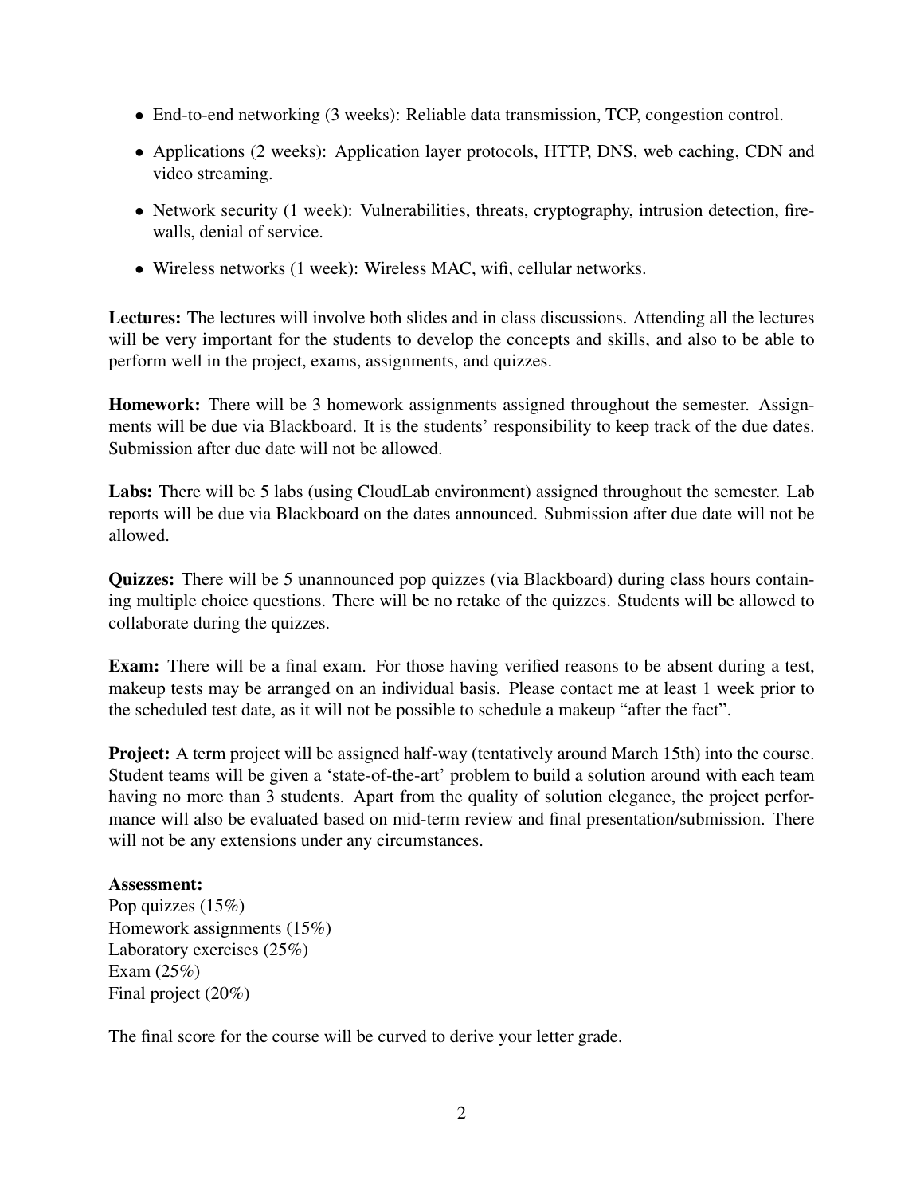- End-to-end networking (3 weeks): Reliable data transmission, TCP, congestion control.
- Applications (2 weeks): Application layer protocols, HTTP, DNS, web caching, CDN and video streaming.
- Network security (1 week): Vulnerabilities, threats, cryptography, intrusion detection, firewalls, denial of service.
- Wireless networks (1 week): Wireless MAC, wifi, cellular networks.

**Lectures:** The lectures will involve both slides and in class discussions. Attending all the lectures will be very important for the students to develop the concepts and skills, and also to be able to perform well in the project, exams, assignments, and quizzes.

**Homework:** There will be 3 homework assignments assigned throughout the semester. Assignments will be due via Blackboard. It is the students' responsibility to keep track of the due dates. Submission after due date will not be allowed.

**Labs:** There will be 5 labs (using CloudLab environment) assigned throughout the semester. Lab reports will be due via Blackboard on the dates announced. Submission after due date will not be allowed.

**Quizzes:** There will be 5 unannounced pop quizzes (via Blackboard) during class hours containing multiple choice questions. There will be no retake of the quizzes. Students will be allowed to collaborate during the quizzes.

**Exam:** There will be a final exam. For those having verified reasons to be absent during a test, makeup tests may be arranged on an individual basis. Please contact me at least 1 week prior to the scheduled test date, as it will not be possible to schedule a makeup "after the fact".

**Project:** A term project will be assigned half-way (tentatively around March 15th) into the course. Student teams will be given a 'state-of-the-art' problem to build a solution around with each team having no more than 3 students. Apart from the quality of solution elegance, the project performance will also be evaluated based on mid-term review and final presentation/submission. There will not be any extensions under any circumstances.

**Assessment:**
Pop quizzes (15%)
Homework assignments (15%)
Laboratory exercises (25%)
Exam (25%)
Final project (20%)

The final score for the course will be curved to derive your letter grade.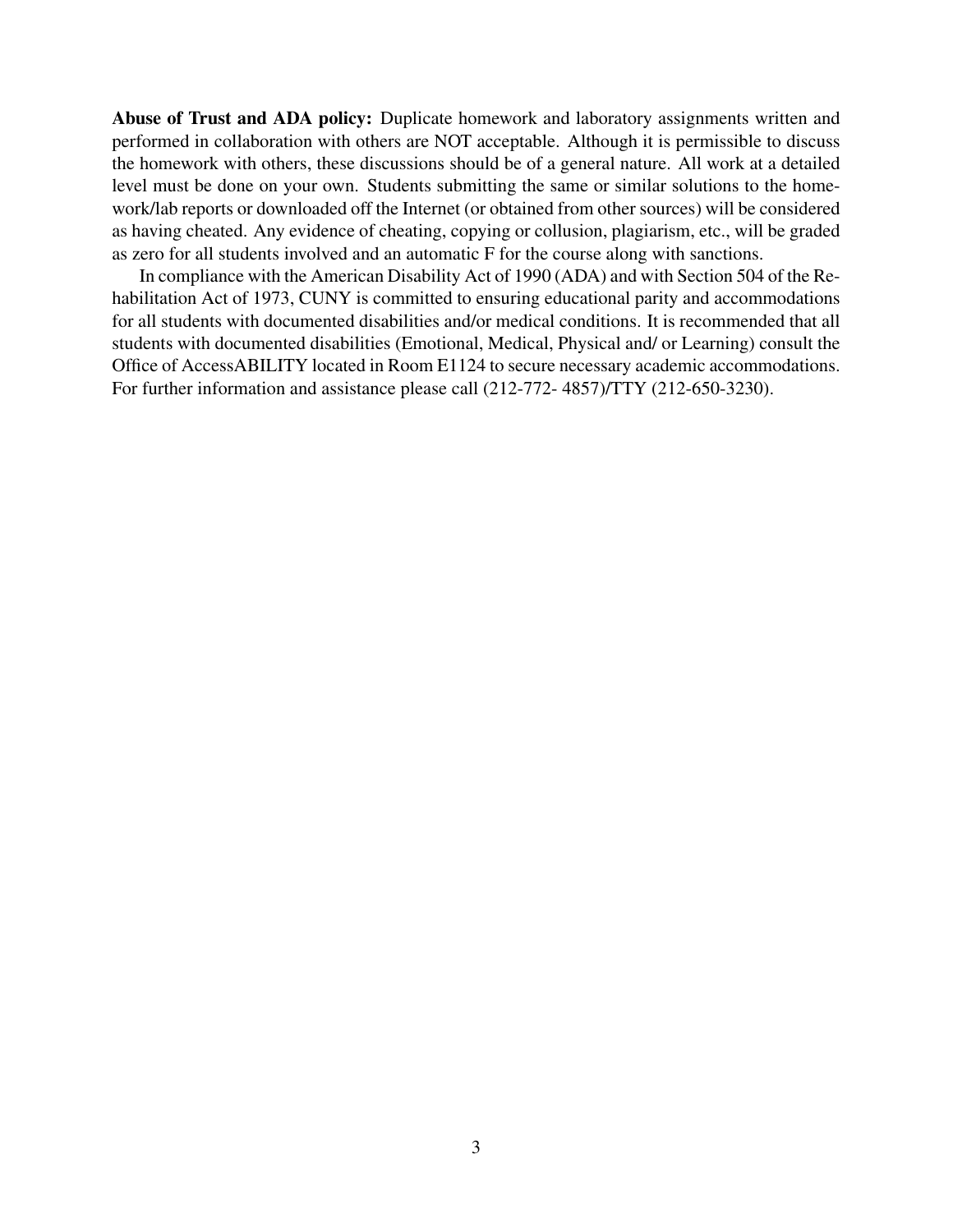**Abuse of Trust and ADA policy:** Duplicate homework and laboratory assignments written and performed in collaboration with others are NOT acceptable. Although it is permissible to discuss the homework with others, these discussions should be of a general nature. All work at a detailed level must be done on your own. Students submitting the same or similar solutions to the homework/lab reports or downloaded off the Internet (or obtained from other sources) will be considered as having cheated. Any evidence of cheating, copying or collusion, plagiarism, etc., will be graded as zero for all students involved and an automatic F for the course along with sanctions.

In compliance with the American Disability Act of 1990 (ADA) and with Section 504 of the Rehabilitation Act of 1973, CUNY is committed to ensuring educational parity and accommodations for all students with documented disabilities and/or medical conditions. It is recommended that all students with documented disabilities (Emotional, Medical, Physical and/ or Learning) consult the Office of AccessABILITY located in Room E1124 to secure necessary academic accommodations. For further information and assistance please call (212-772- 4857)/TTY (212-650-3230).